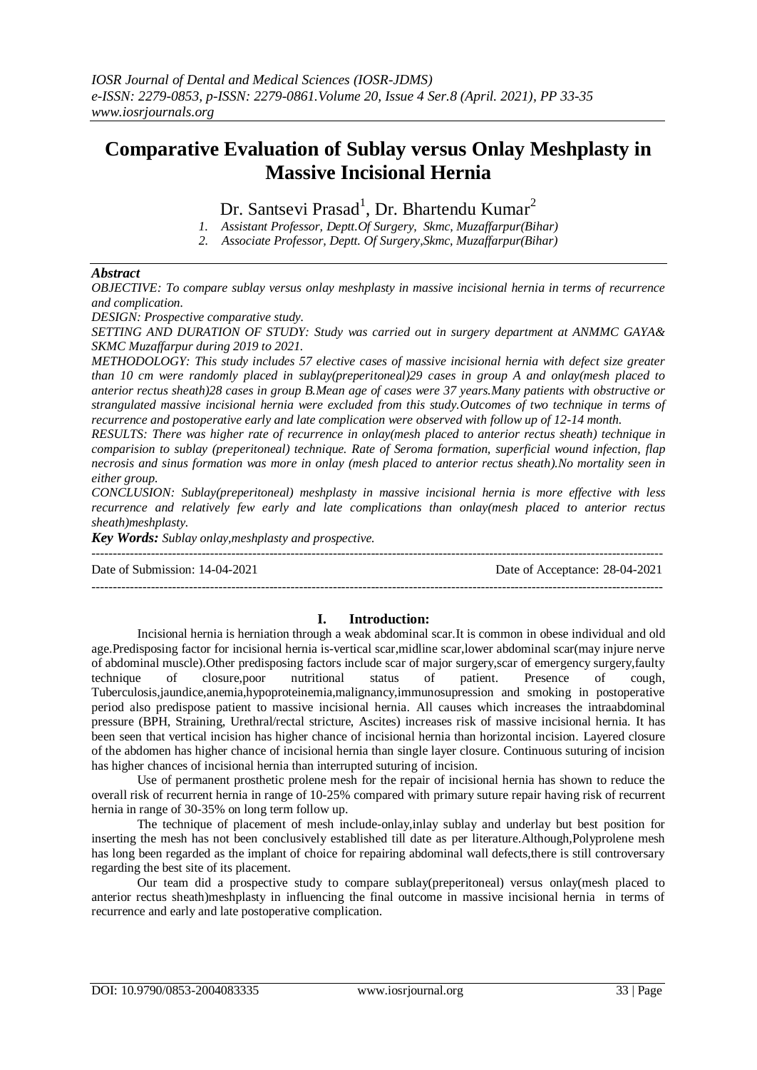# Comparative Evaluation of Sublay versus Onlay Meshplasty in Massive Incisional Hernia

Dr. Santsevi Prasad[1], Dr. Bhartendu Kumar[2]

1. Assistant Professor, Deptt.Of Surgery, Skmc, Muzaffarpur(Bihar)
2. Associate Professor, Deptt. Of Surgery,Skmc, Muzaffarpur(Bihar)

***Abstract***

*OBJECTIVE: To compare sublay versus onlay meshplasty in massive incisional hernia in terms of recurrence and complication.*

*DESIGN: Prospective comparative study.*

*SETTING AND DURATION OF STUDY: Study was carried out in surgery department at ANMMC GAYA& SKMC Muzaffarpur during 2019 to 2021.*

*METHODOLOGY: This study includes 57 elective cases of massive incisional hernia with defect size greater than 10 cm were randomly placed in sublay(preperitoneal)29 cases in group A and onlay(mesh placed to anterior rectus sheath)28 cases in group B.Mean age of cases were 37 years.Many patients with obstructive or strangulated massive incisional hernia were excluded from this study.Outcomes of two technique in terms of recurrence and postoperative early and late complication were observed with follow up of 12-14 month.*

*RESULTS: There was higher rate of recurrence in onlay(mesh placed to anterior rectus sheath) technique in comparision to sublay (preperitoneal) technique. Rate of Seroma formation, superficial wound infection, flap necrosis and sinus formation was more in onlay (mesh placed to anterior rectus sheath).No mortality seen in either group.*

*CONCLUSION: Sublay(preperitoneal) meshplasty in massive incisional hernia is more effective with less recurrence and relatively few early and late complications than onlay(mesh placed to anterior rectus sheath)meshplasty.*

***Key Words:*** *Sublay onlay,meshplasty and prospective.*

---

Date of Submission: 14-04-2021 | Date of Acceptance: 28-04-2021

---

## I. Introduction:

Incisional hernia is herniation through a weak abdominal scar.It is common in obese individual and old age.Predisposing factor for incisional hernia is-vertical scar,midline scar,lower abdominal scar(may injure nerve of abdominal muscle).Other predisposing factors include scar of major surgery,scar of emergency surgery,faulty technique of closure,poor nutritional status of patient. Presence of cough, Tuberculosis,jaundice,anemia,hypoproteinemia,malignancy,immunosupression and smoking in postoperative period also predispose patient to massive incisional hernia. All causes which increases the intraabdominal pressure (BPH, Straining, Urethral/rectal stricture, Ascites) increases risk of massive incisional hernia. It has been seen that vertical incision has higher chance of incisional hernia than horizontal incision. Layered closure of the abdomen has higher chance of incisional hernia than single layer closure. Continuous suturing of incision has higher chances of incisional hernia than interrupted suturing of incision.

Use of permanent prosthetic prolene mesh for the repair of incisional hernia has shown to reduce the overall risk of recurrent hernia in range of 10-25% compared with primary suture repair having risk of recurrent hernia in range of 30-35% on long term follow up.

The technique of placement of mesh include-onlay,inlay sublay and underlay but best position for inserting the mesh has not been conclusively established till date as per literature.Although,Polyprolene mesh has long been regarded as the implant of choice for repairing abdominal wall defects,there is still controversary regarding the best site of its placement.

Our team did a prospective study to compare sublay(preperitoneal) versus onlay(mesh placed to anterior rectus sheath)meshplasty in influencing the final outcome in massive incisional hernia in terms of recurrence and early and late postoperative complication.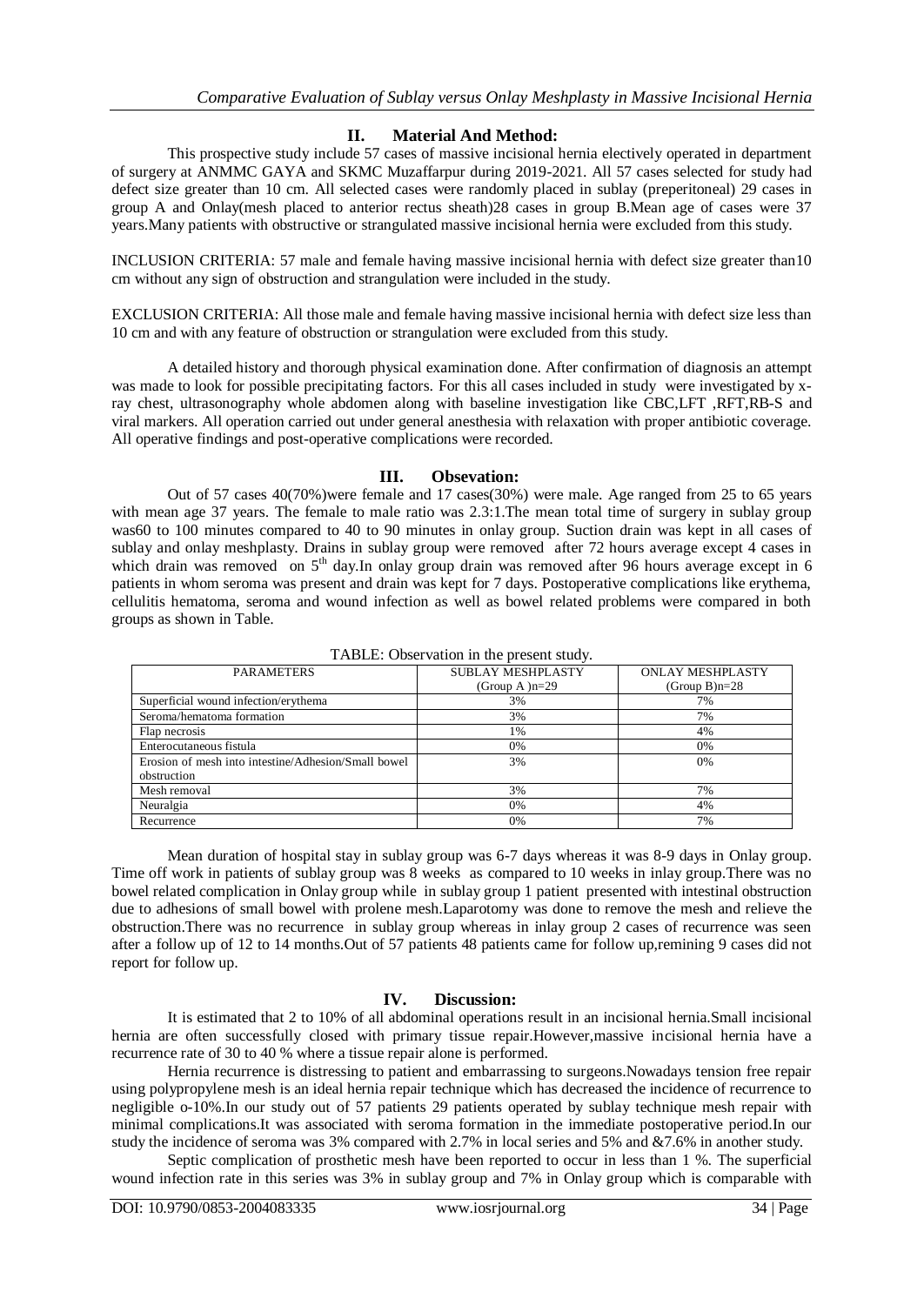## II. Material And Method:

This prospective study include 57 cases of massive incisional hernia electively operated in department of surgery at ANMMC GAYA and SKMC Muzaffarpur during 2019-2021. All 57 cases selected for study had defect size greater than 10 cm. All selected cases were randomly placed in sublay (preperitoneal) 29 cases in group A and Onlay(mesh placed to anterior rectus sheath)28 cases in group B.Mean age of cases were 37 years.Many patients with obstructive or strangulated massive incisional hernia were excluded from this study.

INCLUSION CRITERIA: 57 male and female having massive incisional hernia with defect size greater than10 cm without any sign of obstruction and strangulation were included in the study.

EXCLUSION CRITERIA: All those male and female having massive incisional hernia with defect size less than 10 cm and with any feature of obstruction or strangulation were excluded from this study.

A detailed history and thorough physical examination done. After confirmation of diagnosis an attempt was made to look for possible precipitating factors. For this all cases included in study were investigated by x-ray chest, ultrasonography whole abdomen along with baseline investigation like CBC,LFT ,RFT,RB-S and viral markers. All operation carried out under general anesthesia with relaxation with proper antibiotic coverage. All operative findings and post-operative complications were recorded.

## III. Obsevation:

Out of 57 cases 40(70%)were female and 17 cases(30%) were male. Age ranged from 25 to 65 years with mean age 37 years. The female to male ratio was 2.3:1.The mean total time of surgery in sublay group was60 to 100 minutes compared to 40 to 90 minutes in onlay group. Suction drain was kept in all cases of sublay and onlay meshplasty. Drains in sublay group were removed after 72 hours average except 4 cases in which drain was removed on 5th day.In onlay group drain was removed after 96 hours average except in 6 patients in whom seroma was present and drain was kept for 7 days. Postoperative complications like erythema, cellulitis hematoma, seroma and wound infection as well as bowel related problems were compared in both groups as shown in Table.

TABLE: Observation in the present study.

| PARAMETERS | SUBLAY MESHPLASTY (Group A )n=29 | ONLAY MESHPLASTY (Group B)n=28 |
|---|---|---|
| Superficial wound infection/erythema | 3% | 7% |
| Seroma/hematoma formation | 3% | 7% |
| Flap necrosis | 1% | 4% |
| Enterocutaneous fistula | 0% | 0% |
| Erosion of mesh into intestine/Adhesion/Small bowel obstruction | 3% | 0% |
| Mesh removal | 3% | 7% |
| Neuralgia | 0% | 4% |
| Recurrence | 0% | 7% |

Mean duration of hospital stay in sublay group was 6-7 days whereas it was 8-9 days in Onlay group. Time off work in patients of sublay group was 8 weeks as compared to 10 weeks in inlay group.There was no bowel related complication in Onlay group while in sublay group 1 patient presented with intestinal obstruction due to adhesions of small bowel with prolene mesh.Laparotomy was done to remove the mesh and relieve the obstruction.There was no recurrence in sublay group whereas in inlay group 2 cases of recurrence was seen after a follow up of 12 to 14 months.Out of 57 patients 48 patients came for follow up,remining 9 cases did not report for follow up.

## IV. Discussion:

It is estimated that 2 to 10% of all abdominal operations result in an incisional hernia.Small incisional hernia are often successfully closed with primary tissue repair.However,massive incisional hernia have a recurrence rate of 30 to 40 % where a tissue repair alone is performed.

Hernia recurrence is distressing to patient and embarrassing to surgeons.Nowadays tension free repair using polypropylene mesh is an ideal hernia repair technique which has decreased the incidence of recurrence to negligible o-10%.In our study out of 57 patients 29 patients operated by sublay technique mesh repair with minimal complications.It was associated with seroma formation in the immediate postoperative period.In our study the incidence of seroma was 3% compared with 2.7% in local series and 5% and &7.6% in another study.

Septic complication of prosthetic mesh have been reported to occur in less than 1 %. The superficial wound infection rate in this series was 3% in sublay group and 7% in Onlay group which is comparable with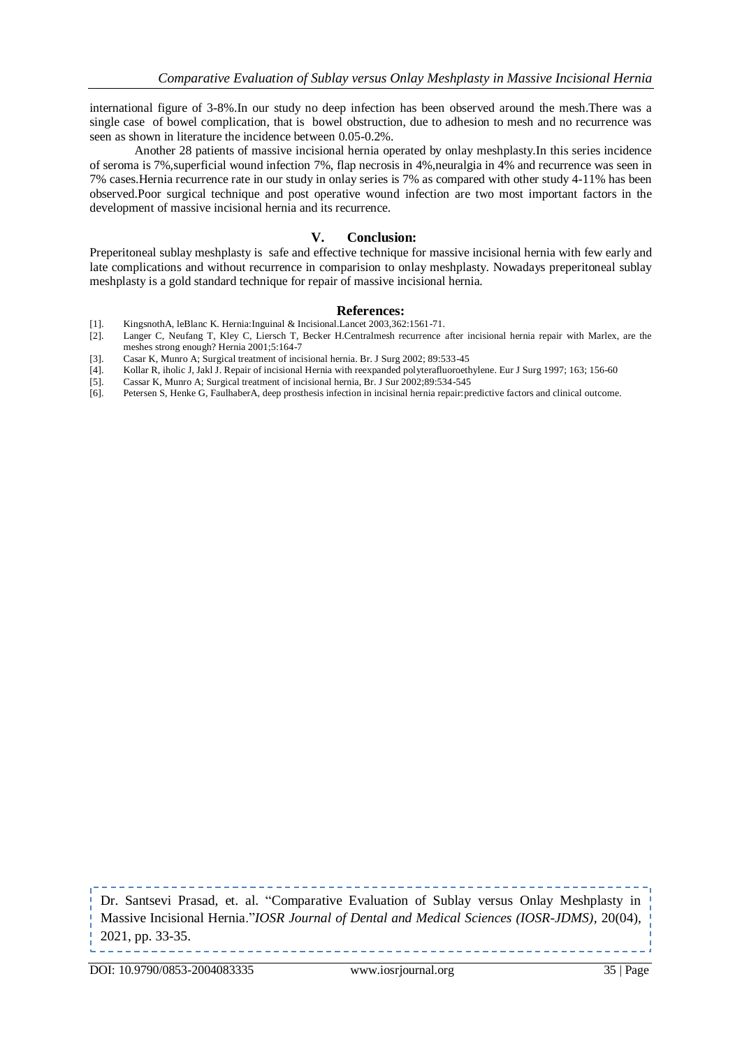international figure of 3-8%.In our study no deep infection has been observed around the mesh.There was a single case of bowel complication, that is bowel obstruction, due to adhesion to mesh and no recurrence was seen as shown in literature the incidence between 0.05-0.2%.

Another 28 patients of massive incisional hernia operated by onlay meshplasty.In this series incidence of seroma is 7%,superficial wound infection 7%, flap necrosis in 4%,neuralgia in 4% and recurrence was seen in 7% cases.Hernia recurrence rate in our study in onlay series is 7% as compared with other study 4-11% has been observed.Poor surgical technique and post operative wound infection are two most important factors in the development of massive incisional hernia and its recurrence.

## V. Conclusion:

Preperitoneal sublay meshplasty is safe and effective technique for massive incisional hernia with few early and late complications and without recurrence in comparision to onlay meshplasty. Nowadays preperitoneal sublay meshplasty is a gold standard technique for repair of massive incisional hernia.

## References:

[1]. KingsnothA, leBlanc K. Hernia:Inguinal & Incisional.Lancet 2003,362:1561-71.

[2]. Langer C, Neufang T, Kley C, Liersch T, Becker H.Centralmesh recurrence after incisional hernia repair with Marlex, are the meshes strong enough? Hernia 2001;5:164-7

[3]. Casar K, Munro A; Surgical treatment of incisional hernia. Br. J Surg 2002; 89:533-45

[4]. Kollar R, iholic J, Jakl J. Repair of incisional Hernia with reexpanded polyterafluoroethylene. Eur J Surg 1997; 163; 156-60

[5]. Cassar K, Munro A; Surgical treatment of incisional hernia, Br. J Sur 2002;89:534-545

[6]. Petersen S, Henke G, FaulhaberA, deep prosthesis infection in incisinal hernia repair:predictive factors and clinical outcome.

Dr. Santsevi Prasad, et. al. "Comparative Evaluation of Sublay versus Onlay Meshplasty in Massive Incisional Hernia."*IOSR Journal of Dental and Medical Sciences (IOSR-JDMS)*, 20(04), 2021, pp. 33-35.